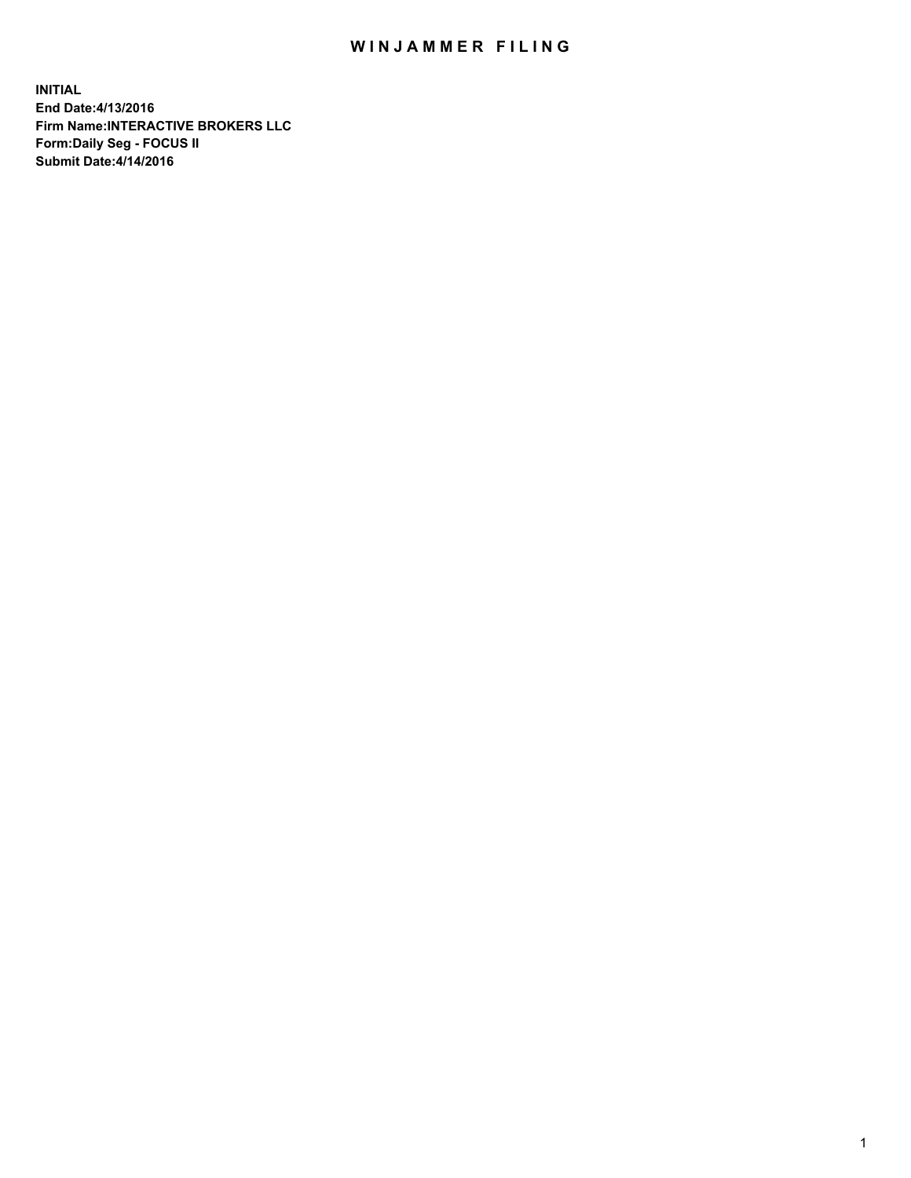# WINJAMMER FILING

**INITIAL**
**End Date:4/13/2016**
**Firm Name:INTERACTIVE BROKERS LLC**
**Form:Daily Seg - FOCUS II**
**Submit Date:4/14/2016**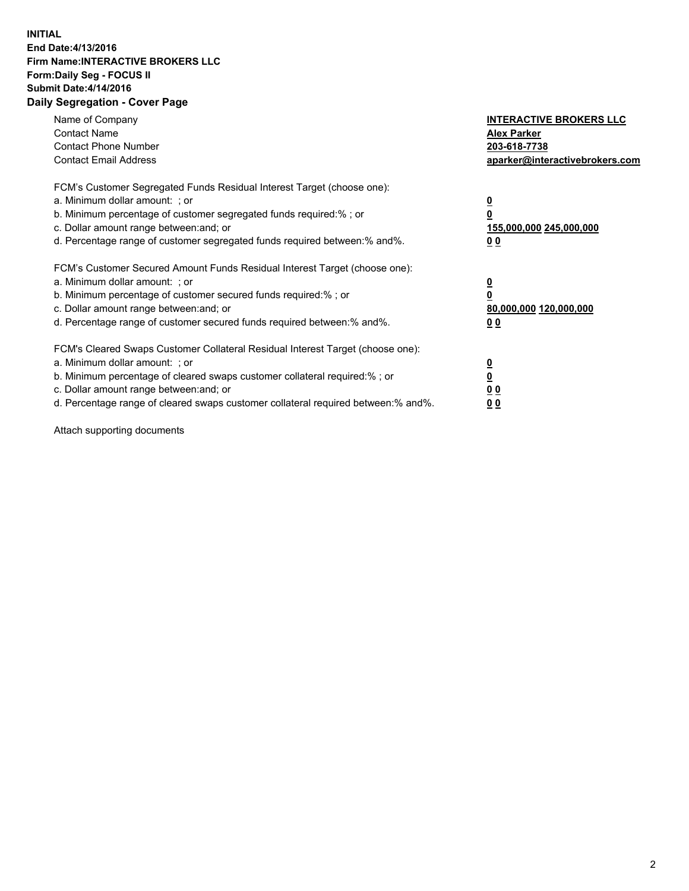**INITIAL**
**End Date:4/13/2016**
**Firm Name:INTERACTIVE BROKERS LLC**
**Form:Daily Seg - FOCUS II**
**Submit Date:4/14/2016**

## Daily Segregation - Cover Page

| | |
|---|---|
| Name of Company | **INTERACTIVE BROKERS LLC** |
| Contact Name | **Alex Parker** |
| Contact Phone Number | **203-618-7738** |
| Contact Email Address | **aparker@interactivebrokers.com** |

FCM's Customer Segregated Funds Residual Interest Target (choose one):

| | |
|---|---|
| a. Minimum dollar amount: ; or | **0** |
| b. Minimum percentage of customer segregated funds required:% ; or | **0** |
| c. Dollar amount range between:and; or | **155,000,000 245,000,000** |
| d. Percentage range of customer segregated funds required between:% and%. | **0 0** |

FCM's Customer Secured Amount Funds Residual Interest Target (choose one):

| | |
|---|---|
| a. Minimum dollar amount: ; or | **0** |
| b. Minimum percentage of customer secured funds required:% ; or | **0** |
| c. Dollar amount range between:and; or | **80,000,000 120,000,000** |
| d. Percentage range of customer secured funds required between:% and%. | **0 0** |

FCM's Cleared Swaps Customer Collateral Residual Interest Target (choose one):

| | |
|---|---|
| a. Minimum dollar amount: ; or | **0** |
| b. Minimum percentage of cleared swaps customer collateral required:% ; or | **0** |
| c. Dollar amount range between:and; or | **0 0** |
| d. Percentage range of cleared swaps customer collateral required between:% and%. | **0 0** |

Attach supporting documents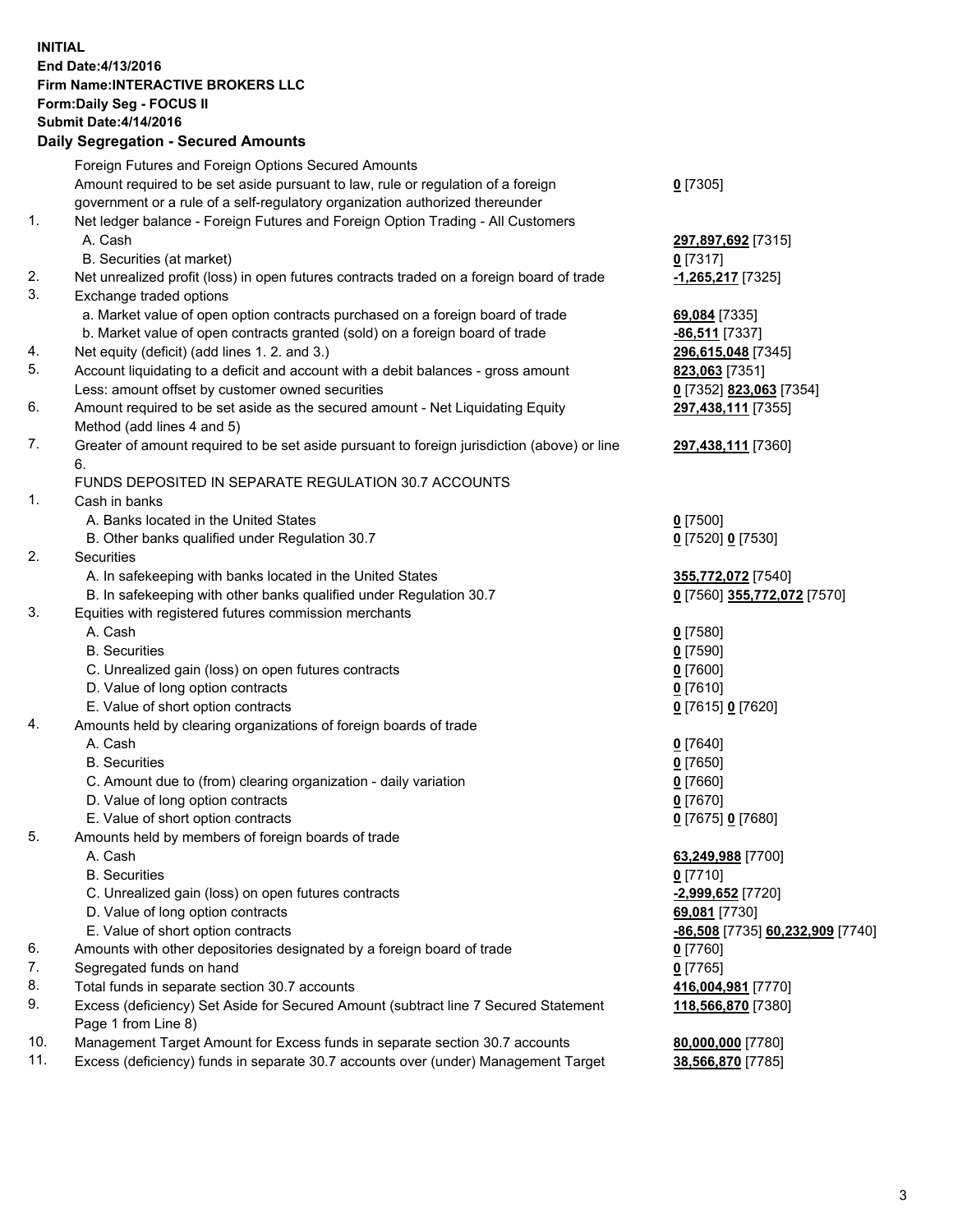**INITIAL**
**End Date:4/13/2016**
**Firm Name:INTERACTIVE BROKERS LLC**
**Form:Daily Seg - FOCUS II**
**Submit Date:4/14/2016**

## Daily Segregation - Secured Amounts

| | | |
|---|---|---|
| | Foreign Futures and Foreign Options Secured Amounts | |
| | Amount required to be set aside pursuant to law, rule or regulation of a foreign government or a rule of a self-regulatory organization authorized thereunder | **0** [7305] |
| 1. | Net ledger balance - Foreign Futures and Foreign Option Trading - All Customers | |
| | A. Cash | **297,897,692** [7315] |
| | B. Securities (at market) | **0** [7317] |
| 2. | Net unrealized profit (loss) in open futures contracts traded on a foreign board of trade | **-1,265,217** [7325] |
| 3. | Exchange traded options | |
| | a. Market value of open option contracts purchased on a foreign board of trade | **69,084** [7335] |
| | b. Market value of open contracts granted (sold) on a foreign board of trade | **-86,511** [7337] |
| 4. | Net equity (deficit) (add lines 1. 2. and 3.) | **296,615,048** [7345] |
| 5. | Account liquidating to a deficit and account with a debit balances - gross amount | **823,063** [7351] |
| | Less: amount offset by customer owned securities | **0** [7352] **823,063** [7354] |
| 6. | Amount required to be set aside as the secured amount - Net Liquidating Equity Method (add lines 4 and 5) | **297,438,111** [7355] |
| 7. | Greater of amount required to be set aside pursuant to foreign jurisdiction (above) or line 6. | **297,438,111** [7360] |
| | FUNDS DEPOSITED IN SEPARATE REGULATION 30.7 ACCOUNTS | |
| 1. | Cash in banks | |
| | A. Banks located in the United States | **0** [7500] |
| | B. Other banks qualified under Regulation 30.7 | **0** [7520] **0** [7530] |
| 2. | Securities | |
| | A. In safekeeping with banks located in the United States | **355,772,072** [7540] |
| | B. In safekeeping with other banks qualified under Regulation 30.7 | **0** [7560] **355,772,072** [7570] |
| 3. | Equities with registered futures commission merchants | |
| | A. Cash | **0** [7580] |
| | B. Securities | **0** [7590] |
| | C. Unrealized gain (loss) on open futures contracts | **0** [7600] |
| | D. Value of long option contracts | **0** [7610] |
| | E. Value of short option contracts | **0** [7615] **0** [7620] |
| 4. | Amounts held by clearing organizations of foreign boards of trade | |
| | A. Cash | **0** [7640] |
| | B. Securities | **0** [7650] |
| | C. Amount due to (from) clearing organization - daily variation | **0** [7660] |
| | D. Value of long option contracts | **0** [7670] |
| | E. Value of short option contracts | **0** [7675] **0** [7680] |
| 5. | Amounts held by members of foreign boards of trade | |
| | A. Cash | **63,249,988** [7700] |
| | B. Securities | **0** [7710] |
| | C. Unrealized gain (loss) on open futures contracts | **-2,999,652** [7720] |
| | D. Value of long option contracts | **69,081** [7730] |
| | E. Value of short option contracts | **-86,508** [7735] **60,232,909** [7740] |
| 6. | Amounts with other depositories designated by a foreign board of trade | **0** [7760] |
| 7. | Segregated funds on hand | **0** [7765] |
| 8. | Total funds in separate section 30.7 accounts | **416,004,981** [7770] |
| 9. | Excess (deficiency) Set Aside for Secured Amount (subtract line 7 Secured Statement Page 1 from Line 8) | **118,566,870** [7380] |
| 10. | Management Target Amount for Excess funds in separate section 30.7 accounts | **80,000,000** [7780] |
| 11. | Excess (deficiency) funds in separate 30.7 accounts over (under) Management Target | **38,566,870** [7785] |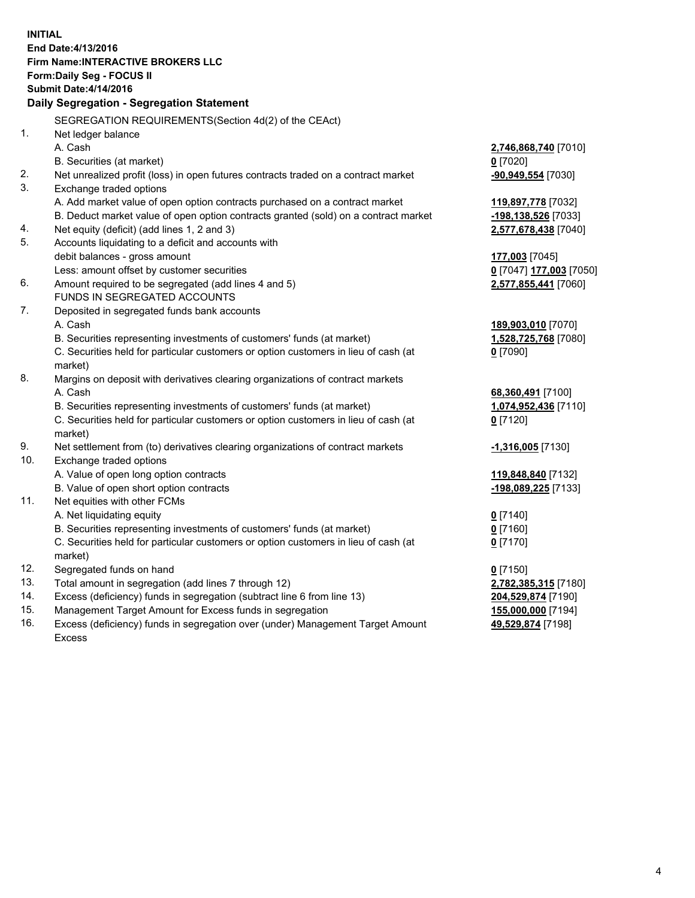**INITIAL**
**End Date:4/13/2016**
**Firm Name:INTERACTIVE BROKERS LLC**
**Form:Daily Seg - FOCUS II**
**Submit Date:4/14/2016**
**Daily Segregation - Segregation Statement**

SEGREGATION REQUIREMENTS(Section 4d(2) of the CEAct)

| | | |
|---|---|---|
| 1. | Net ledger balance | |
| | A. Cash | **2,746,868,740** [7010] |
| | B. Securities (at market) | **0** [7020] |
| 2. | Net unrealized profit (loss) in open futures contracts traded on a contract market | **-90,949,554** [7030] |
| 3. | Exchange traded options | |
| | A. Add market value of open option contracts purchased on a contract market | **119,897,778** [7032] |
| | B. Deduct market value of open option contracts granted (sold) on a contract market | **-198,138,526** [7033] |
| 4. | Net equity (deficit) (add lines 1, 2 and 3) | **2,577,678,438** [7040] |
| 5. | Accounts liquidating to a deficit and accounts with | |
| | debit balances - gross amount | **177,003** [7045] |
| | Less: amount offset by customer securities | **0** [7047] **177,003** [7050] |
| 6. | Amount required to be segregated (add lines 4 and 5) | **2,577,855,441** [7060] |
| | FUNDS IN SEGREGATED ACCOUNTS | |
| 7. | Deposited in segregated funds bank accounts | |
| | A. Cash | **189,903,010** [7070] |
| | B. Securities representing investments of customers' funds (at market) | **1,528,725,768** [7080] |
| | C. Securities held for particular customers or option customers in lieu of cash (at market) | **0** [7090] |
| 8. | Margins on deposit with derivatives clearing organizations of contract markets | |
| | A. Cash | **68,360,491** [7100] |
| | B. Securities representing investments of customers' funds (at market) | **1,074,952,436** [7110] |
| | C. Securities held for particular customers or option customers in lieu of cash (at market) | **0** [7120] |
| 9. | Net settlement from (to) derivatives clearing organizations of contract markets | **-1,316,005** [7130] |
| 10. | Exchange traded options | |
| | A. Value of open long option contracts | **119,848,840** [7132] |
| | B. Value of open short option contracts | **-198,089,225** [7133] |
| 11. | Net equities with other FCMs | |
| | A. Net liquidating equity | **0** [7140] |
| | B. Securities representing investments of customers' funds (at market) | **0** [7160] |
| | C. Securities held for particular customers or option customers in lieu of cash (at market) | **0** [7170] |
| 12. | Segregated funds on hand | **0** [7150] |
| 13. | Total amount in segregation (add lines 7 through 12) | **2,782,385,315** [7180] |
| 14. | Excess (deficiency) funds in segregation (subtract line 6 from line 13) | **204,529,874** [7190] |
| 15. | Management Target Amount for Excess funds in segregation | **155,000,000** [7194] |
| 16. | Excess (deficiency) funds in segregation over (under) Management Target Amount Excess | **49,529,874** [7198] |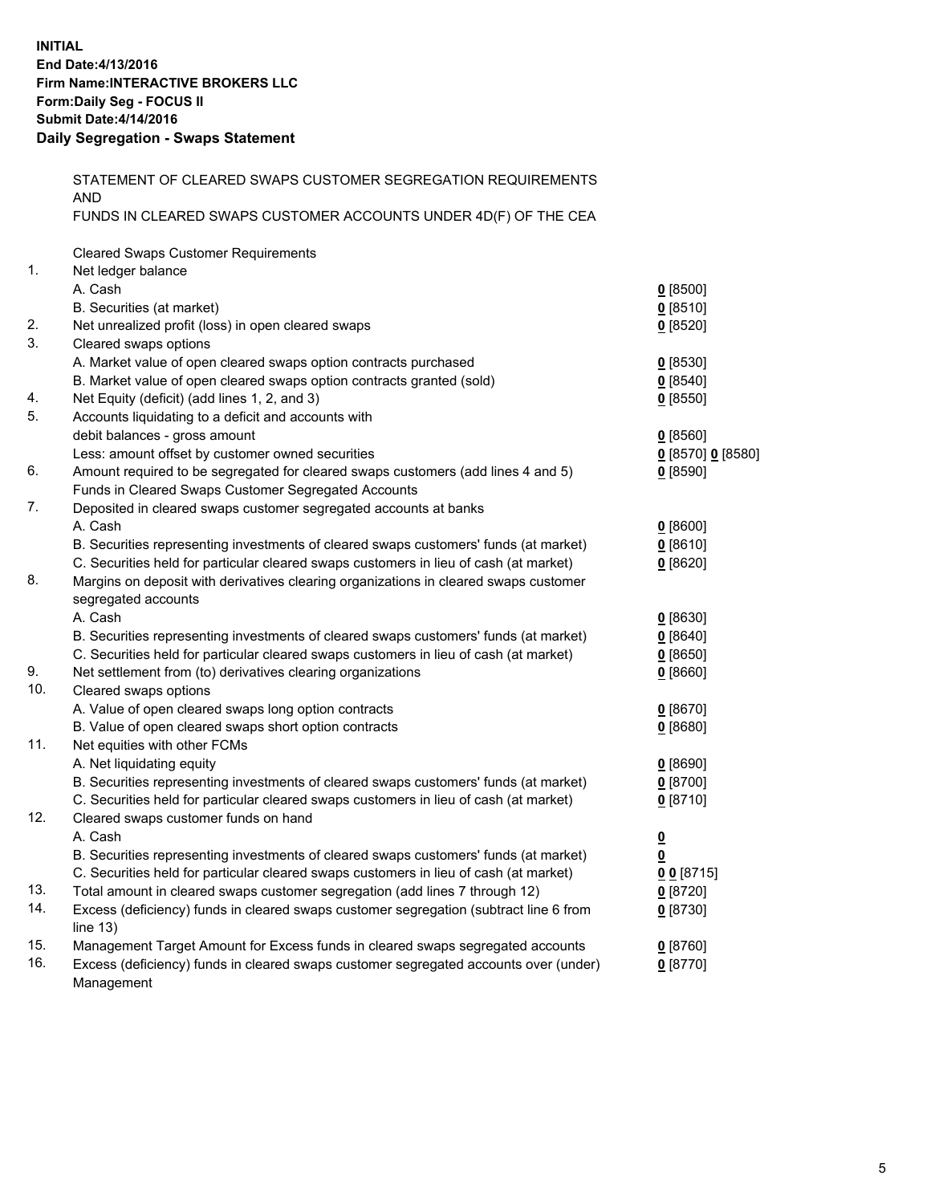**INITIAL**
**End Date:4/13/2016**
**Firm Name:INTERACTIVE BROKERS LLC**
**Form:Daily Seg - FOCUS II**
**Submit Date:4/14/2016**
**Daily Segregation - Swaps Statement**

STATEMENT OF CLEARED SWAPS CUSTOMER SEGREGATION REQUIREMENTS AND FUNDS IN CLEARED SWAPS CUSTOMER ACCOUNTS UNDER 4D(F) OF THE CEA

| | | |
|---|---|---|
| | Cleared Swaps Customer Requirements | |
| 1. | Net ledger balance | |
| | A. Cash | 0 [8500] |
| | B. Securities (at market) | 0 [8510] |
| 2. | Net unrealized profit (loss) in open cleared swaps | 0 [8520] |
| 3. | Cleared swaps options | |
| | A. Market value of open cleared swaps option contracts purchased | 0 [8530] |
| | B. Market value of open cleared swaps option contracts granted (sold) | 0 [8540] |
| 4. | Net Equity (deficit) (add lines 1, 2, and 3) | 0 [8550] |
| 5. | Accounts liquidating to a deficit and accounts with | |
| | debit balances - gross amount | 0 [8560] |
| | Less: amount offset by customer owned securities | 0 [8570] 0 [8580] |
| 6. | Amount required to be segregated for cleared swaps customers (add lines 4 and 5) | 0 [8590] |
| | Funds in Cleared Swaps Customer Segregated Accounts | |
| 7. | Deposited in cleared swaps customer segregated accounts at banks | |
| | A. Cash | 0 [8600] |
| | B. Securities representing investments of cleared swaps customers' funds (at market) | 0 [8610] |
| | C. Securities held for particular cleared swaps customers in lieu of cash (at market) | 0 [8620] |
| 8. | Margins on deposit with derivatives clearing organizations in cleared swaps customer segregated accounts | |
| | A. Cash | 0 [8630] |
| | B. Securities representing investments of cleared swaps customers' funds (at market) | 0 [8640] |
| | C. Securities held for particular cleared swaps customers in lieu of cash (at market) | 0 [8650] |
| 9. | Net settlement from (to) derivatives clearing organizations | 0 [8660] |
| 10. | Cleared swaps options | |
| | A. Value of open cleared swaps long option contracts | 0 [8670] |
| | B. Value of open cleared swaps short option contracts | 0 [8680] |
| 11. | Net equities with other FCMs | |
| | A. Net liquidating equity | 0 [8690] |
| | B. Securities representing investments of cleared swaps customers' funds (at market) | 0 [8700] |
| | C. Securities held for particular cleared swaps customers in lieu of cash (at market) | 0 [8710] |
| 12. | Cleared swaps customer funds on hand | |
| | A. Cash | 0 |
| | B. Securities representing investments of cleared swaps customers' funds (at market) | 0 |
| | C. Securities held for particular cleared swaps customers in lieu of cash (at market) | 0 0 [8715] |
| 13. | Total amount in cleared swaps customer segregation (add lines 7 through 12) | 0 [8720] |
| 14. | Excess (deficiency) funds in cleared swaps customer segregation (subtract line 6 from line 13) | 0 [8730] |
| 15. | Management Target Amount for Excess funds in cleared swaps segregated accounts | 0 [8760] |
| 16. | Excess (deficiency) funds in cleared swaps customer segregated accounts over (under) Management | 0 [8770] |